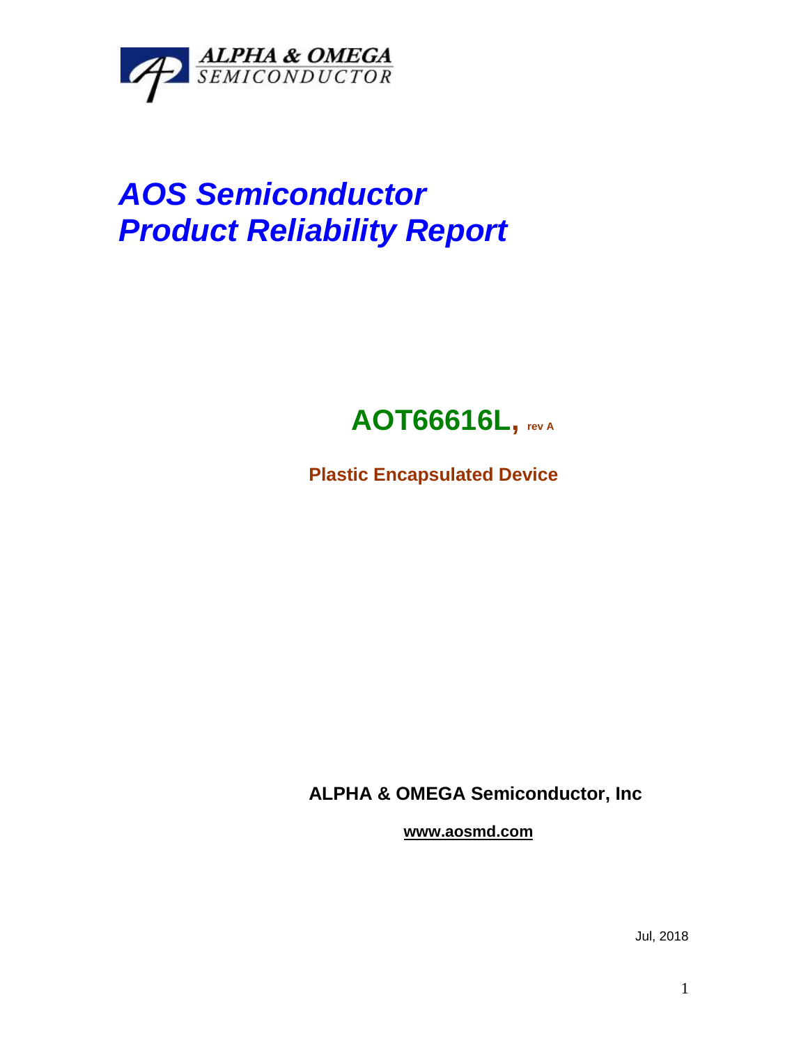ALPHA & OMEGA
SEMICONDUCTOR

# *AOS Semiconductor*
# *Product Reliability Report*

## AOT66616L, rev A

**Plastic Encapsulated Device**

**ALPHA & OMEGA Semiconductor, Inc**

**www.aosmd.com**

Jul, 2018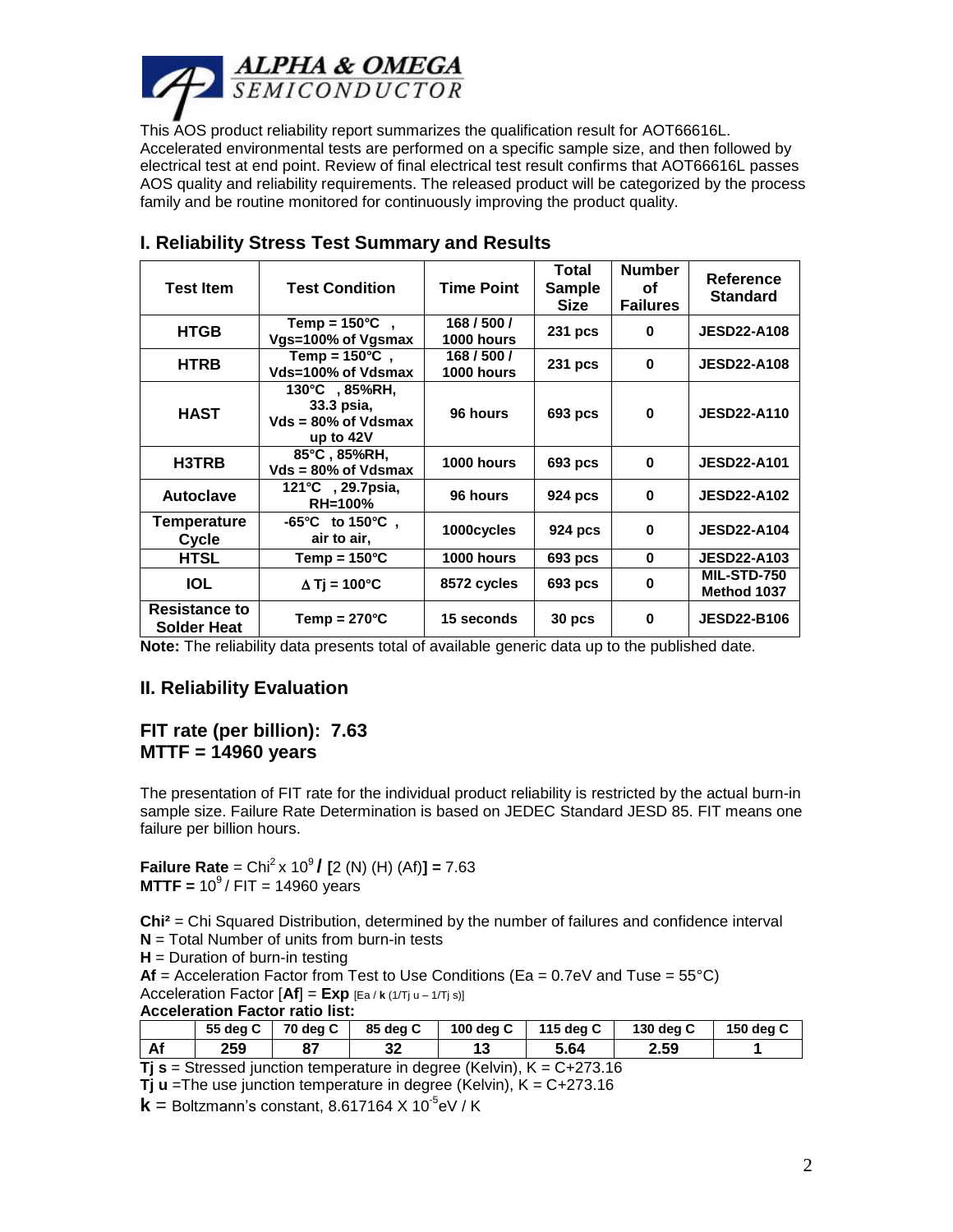This AOS product reliability report summarizes the qualification result for AOT66616L. Accelerated environmental tests are performed on a specific sample size, and then followed by electrical test at end point. Review of final electrical test result confirms that AOT66616L passes AOS quality and reliability requirements. The released product will be categorized by the process family and be routine monitored for continuously improving the product quality.

## I. Reliability Stress Test Summary and Results

| Test Item | Test Condition | Time Point | Total Sample Size | Number of Failures | Reference Standard |
|---|---|---|---|---|---|
| HTGB | Temp = 150°C , Vgs=100% of Vgsmax | 168 / 500 / 1000 hours | 231 pcs | 0 | JESD22-A108 |
| HTRB | Temp = 150°C , Vds=100% of Vdsmax | 168 / 500 / 1000 hours | 231 pcs | 0 | JESD22-A108 |
| HAST | 130°C , 85%RH, 33.3 psia, Vds = 80% of Vdsmax up to 42V | 96 hours | 693 pcs | 0 | JESD22-A110 |
| H3TRB | 85°C , 85%RH, Vds = 80% of Vdsmax | 1000 hours | 693 pcs | 0 | JESD22-A101 |
| Autoclave | 121°C , 29.7psia, RH=100% | 96 hours | 924 pcs | 0 | JESD22-A102 |
| Temperature Cycle | -65°C to 150°C , air to air, | 1000cycles | 924 pcs | 0 | JESD22-A104 |
| HTSL | Temp = 150°C | 1000 hours | 693 pcs | 0 | JESD22-A103 |
| IOL | $\Delta$ Tj = 100°C | 8572 cycles | 693 pcs | 0 | MIL-STD-750 Method 1037 |
| Resistance to Solder Heat | Temp = 270°C | 15 seconds | 30 pcs | 0 | JESD22-B106 |

**Note:** The reliability data presents total of available generic data up to the published date.

## II. Reliability Evaluation

### FIT rate (per billion): 7.63
### MTTF = 14960 years

The presentation of FIT rate for the individual product reliability is restricted by the actual burn-in sample size. Failure Rate Determination is based on JEDEC Standard JESD 85. FIT means one failure per billion hours.

**Failure Rate** = $Chi^2 \times 10^9$ **/ [**2 (N) (H) (Af)**] =** 7.63
**MTTF =** $10^9$ / FIT = 14960 years

**Chi²** = Chi Squared Distribution, determined by the number of failures and confidence interval
**N** = Total Number of units from burn-in tests
**H** = Duration of burn-in testing
**Af** = Acceleration Factor from Test to Use Conditions (Ea = 0.7eV and Tuse = 55°C)
Acceleration Factor [**Af**] = **Exp** [Ea / **k** (1/Tj u – 1/Tj s)]

**Acceleration Factor ratio list:**

| | 55 deg C | 70 deg C | 85 deg C | 100 deg C | 115 deg C | 130 deg C | 150 deg C |
|---|---|---|---|---|---|---|---|
| Af | 259 | 87 | 32 | 13 | 5.64 | 2.59 | 1 |

**Tj s** = Stressed junction temperature in degree (Kelvin), K = C+273.16
**Tj u** =The use junction temperature in degree (Kelvin), K = C+273.16
**k** = Boltzmann's constant, 8.617164 X $10^{-5}$eV / K